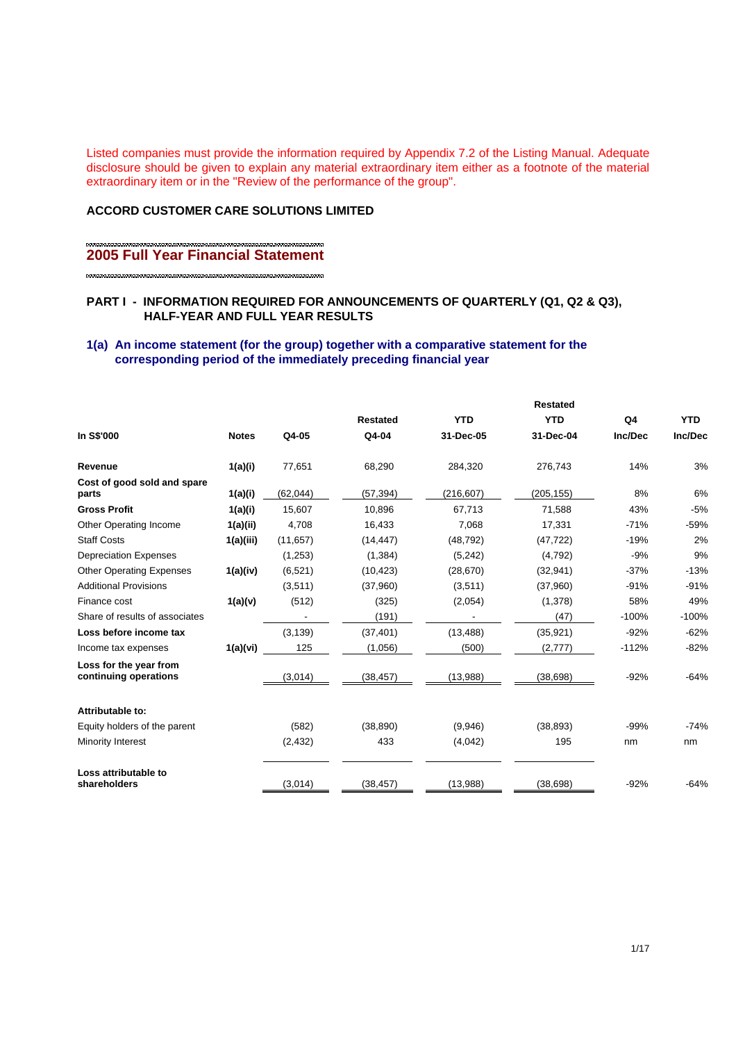Listed companies must provide the information required by Appendix 7.2 of the Listing Manual. Adequate disclosure should be given to explain any material extraordinary item either as a footnote of the material extraordinary item or in the "Review of the performance of the group".

**ACCORD CUSTOMER CARE SOLUTIONS LIMITED**

## 2005 Full Year Financial Statement

### PART I - INFORMATION REQUIRED FOR ANNOUNCEMENTS OF QUARTERLY (Q1, Q2 & Q3), HALF-YEAR AND FULL YEAR RESULTS

### 1(a) An income statement (for the group) together with a comparative statement for the corresponding period of the immediately preceding financial year

| In S$'000 | Notes | Q4-05 | Restated Q4-04 | YTD 31-Dec-05 | Restated YTD 31-Dec-04 | Q4 Inc/Dec | YTD Inc/Dec |
|---|---|---|---|---|---|---|---|
| **Revenue** | **1(a)(i)** | 77,651 | 68,290 | 284,320 | 276,743 | 14% | 3% |
| **Cost of good sold and spare parts** | **1(a)(i)** | (62,044) | (57,394) | (216,607) | (205,155) | 8% | 6% |
| **Gross Profit** | **1(a)(i)** | 15,607 | 10,896 | 67,713 | 71,588 | 43% | -5% |
| Other Operating Income | **1(a)(ii)** | 4,708 | 16,433 | 7,068 | 17,331 | -71% | -59% |
| Staff Costs | **1(a)(iii)** | (11,657) | (14,447) | (48,792) | (47,722) | -19% | 2% |
| Depreciation Expenses | | (1,253) | (1,384) | (5,242) | (4,792) | -9% | 9% |
| Other Operating Expenses | **1(a)(iv)** | (6,521) | (10,423) | (28,670) | (32,941) | -37% | -13% |
| Additional Provisions | | (3,511) | (37,960) | (3,511) | (37,960) | -91% | -91% |
| Finance cost | **1(a)(v)** | (512) | (325) | (2,054) | (1,378) | 58% | 49% |
| Share of results of associates | | - | (191) | - | (47) | -100% | -100% |
| **Loss before income tax** | | (3,139) | (37,401) | (13,488) | (35,921) | -92% | -62% |
| Income tax expenses | **1(a)(vi)** | 125 | (1,056) | (500) | (2,777) | -112% | -82% |
| **Loss for the year from continuing operations** | | (3,014) | (38,457) | (13,988) | (38,698) | -92% | -64% |
| | | | | | | | |
| **Attributable to:** | | | | | | | |
| Equity holders of the parent | | (582) | (38,890) | (9,946) | (38,893) | -99% | -74% |
| Minority Interest | | (2,432) | 433 | (4,042) | 195 | nm | nm |
| | | | | | | | |
| **Loss attributable to shareholders** | | (3,014) | (38,457) | (13,988) | (38,698) | -92% | -64% |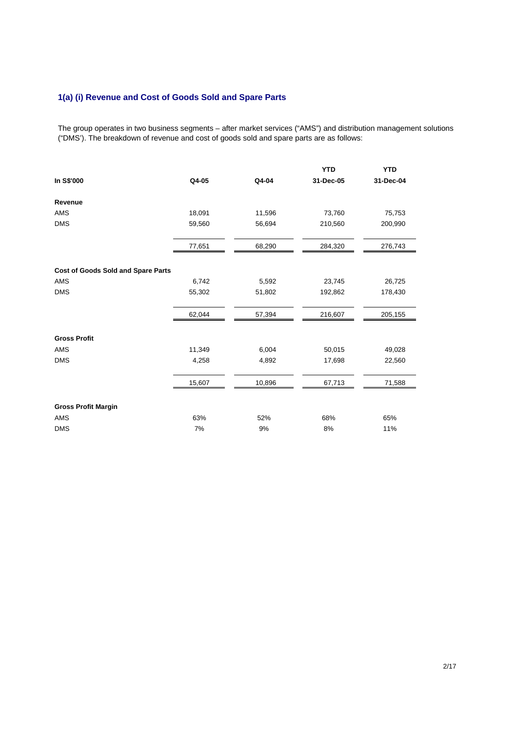## 1(a) (i) Revenue and Cost of Goods Sold and Spare Parts

The group operates in two business segments – after market services ("AMS") and distribution management solutions ("DMS'). The breakdown of revenue and cost of goods sold and spare parts are as follows:

| In S$'000 | Q4-05 | Q4-04 | YTD 31-Dec-05 | YTD 31-Dec-04 |
|---|---|---|---|---|
| **Revenue** | | | | |
| AMS | 18,091 | 11,596 | 73,760 | 75,753 |
| DMS | 59,560 | 56,694 | 210,560 | 200,990 |
| | 77,651 | 68,290 | 284,320 | 276,743 |
| **Cost of Goods Sold and Spare Parts** | | | | |
| AMS | 6,742 | 5,592 | 23,745 | 26,725 |
| DMS | 55,302 | 51,802 | 192,862 | 178,430 |
| | 62,044 | 57,394 | 216,607 | 205,155 |
| **Gross Profit** | | | | |
| AMS | 11,349 | 6,004 | 50,015 | 49,028 |
| DMS | 4,258 | 4,892 | 17,698 | 22,560 |
| | 15,607 | 10,896 | 67,713 | 71,588 |
| **Gross Profit Margin** | | | | |
| AMS | 63% | 52% | 68% | 65% |
| DMS | 7% | 9% | 8% | 11% |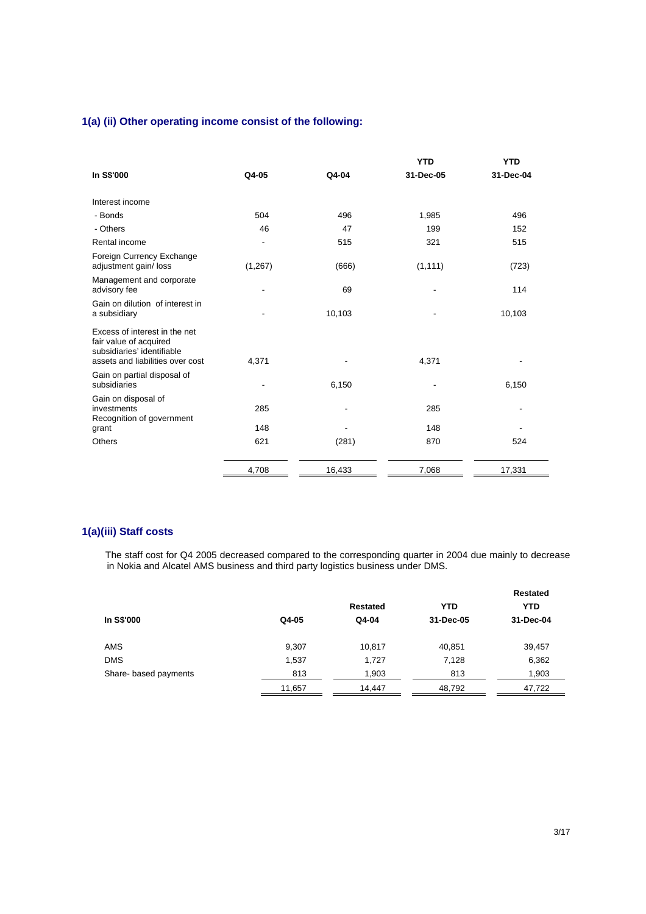## 1(a) (ii) Other operating income consist of the following:

| In S$'000 | Q4-05 | Q4-04 | YTD 31-Dec-05 | YTD 31-Dec-04 |
|---|---|---|---|---|
| Interest income | | | | |
| - Bonds | 504 | 496 | 1,985 | 496 |
| - Others | 46 | 47 | 199 | 152 |
| Rental income | - | 515 | 321 | 515 |
| Foreign Currency Exchange adjustment gain/ loss | (1,267) | (666) | (1,111) | (723) |
| Management and corporate advisory fee | - | 69 | - | 114 |
| Gain on dilution of interest in a subsidiary | - | 10,103 | - | 10,103 |
| Excess of interest in the net fair value of acquired subsidiaries' identifiable assets and liabilities over cost | 4,371 | - | 4,371 | - |
| Gain on partial disposal of subsidiaries | - | 6,150 | - | 6,150 |
| Gain on disposal of investments | 285 | - | 285 | - |
| Recognition of government grant | 148 | - | 148 | - |
| Others | 621 | (281) | 870 | 524 |
| | 4,708 | 16,433 | 7,068 | 17,331 |

## 1(a)(iii) Staff costs

The staff cost for Q4 2005 decreased compared to the corresponding quarter in 2004 due mainly to decrease in Nokia and Alcatel AMS business and third party logistics business under DMS.

| In S$'000 | Q4-05 | Restated Q4-04 | YTD 31-Dec-05 | Restated YTD 31-Dec-04 |
|---|---|---|---|---|
| AMS | 9,307 | 10,817 | 40,851 | 39,457 |
| DMS | 1,537 | 1,727 | 7,128 | 6,362 |
| Share- based payments | 813 | 1,903 | 813 | 1,903 |
| | 11,657 | 14,447 | 48,792 | 47,722 |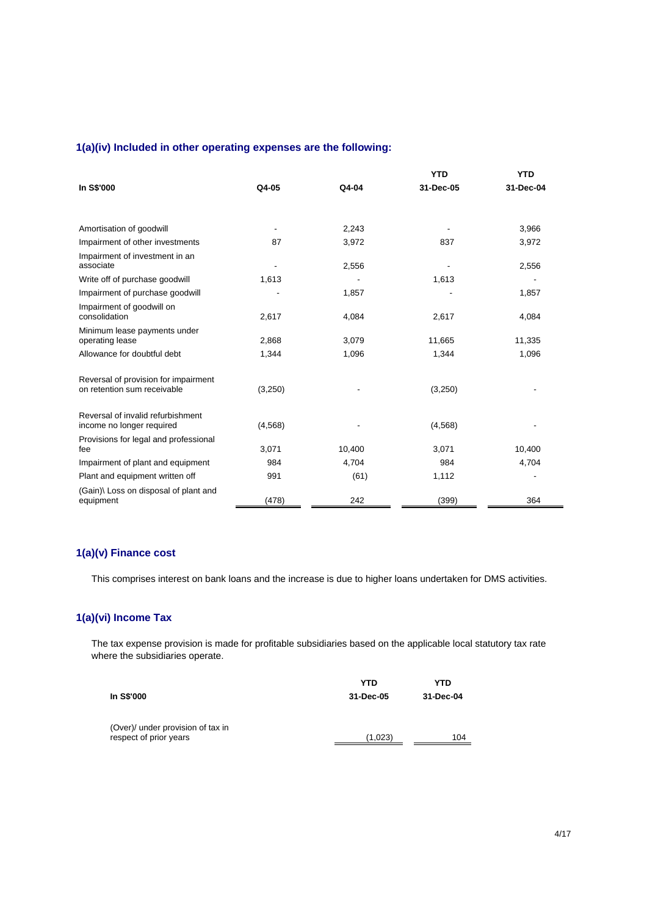### 1(a)(iv) Included in other operating expenses are the following:

| In S$'000 | Q4-05 | Q4-04 | YTD 31-Dec-05 | YTD 31-Dec-04 |
|---|---|---|---|---|
| Amortisation of goodwill | - | 2,243 | - | 3,966 |
| Impairment of other investments | 87 | 3,972 | 837 | 3,972 |
| Impairment of investment in an associate | - | 2,556 | - | 2,556 |
| Write off of purchase goodwill | 1,613 | - | 1,613 | - |
| Impairment of purchase goodwill | - | 1,857 | - | 1,857 |
| Impairment of goodwill on consolidation | 2,617 | 4,084 | 2,617 | 4,084 |
| Minimum lease payments under operating lease | 2,868 | 3,079 | 11,665 | 11,335 |
| Allowance for doubtful debt | 1,344 | 1,096 | 1,344 | 1,096 |
| Reversal of provision for impairment on retention sum receivable | (3,250) | - | (3,250) | - |
| Reversal of invalid refurbishment income no longer required | (4,568) | - | (4,568) | - |
| Provisions for legal and professional fee | 3,071 | 10,400 | 3,071 | 10,400 |
| Impairment of plant and equipment | 984 | 4,704 | 984 | 4,704 |
| Plant and equipment written off | 991 | (61) | 1,112 | - |
| (Gain)\ Loss on disposal of plant and equipment | (478) | 242 | (399) | 364 |

### 1(a)(v) Finance cost

This comprises interest on bank loans and the increase is due to higher loans undertaken for DMS activities.

### 1(a)(vi) Income Tax

The tax expense provision is made for profitable subsidiaries based on the applicable local statutory tax rate where the subsidiaries operate.

| In S$'000 | YTD 31-Dec-05 | YTD 31-Dec-04 |
|---|---|---|
| (Over)/ under provision of tax in respect of prior years | (1,023) | 104 |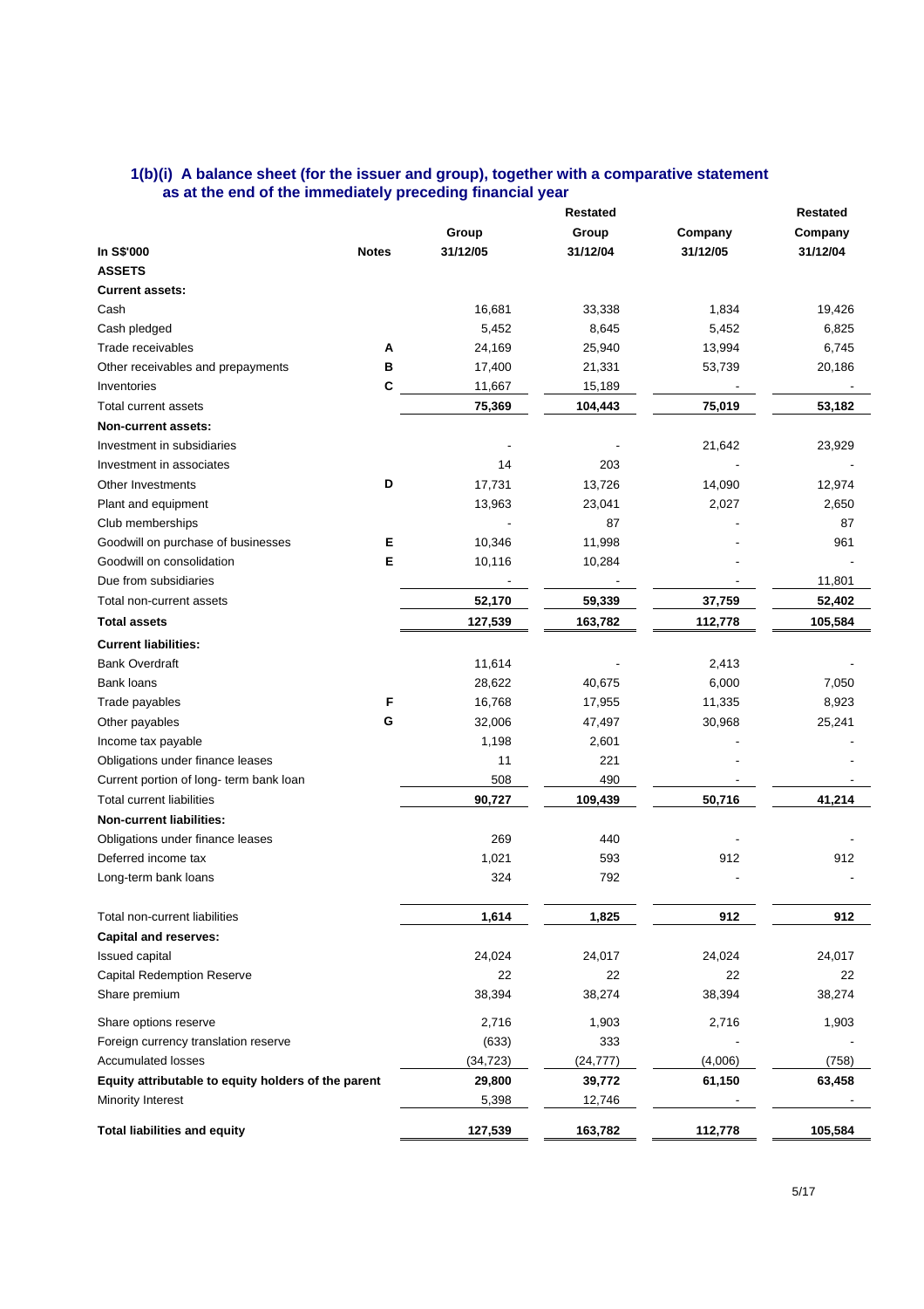### 1(b)(i) A balance sheet (for the issuer and group), together with a comparative statement as at the end of the immediately preceding financial year

| In S$'000 | Notes | Group 31/12/05 | Restated Group 31/12/04 | Company 31/12/05 | Restated Company 31/12/04 |
|---|---|---|---|---|---|
| **ASSETS** | | | | | |
| **Current assets:** | | | | | |
| Cash | | 16,681 | 33,338 | 1,834 | 19,426 |
| Cash pledged | | 5,452 | 8,645 | 5,452 | 6,825 |
| Trade receivables | A | 24,169 | 25,940 | 13,994 | 6,745 |
| Other receivables and prepayments | B | 17,400 | 21,331 | 53,739 | 20,186 |
| Inventories | C | 11,667 | 15,189 | - | - |
| Total current assets | | **75,369** | **104,443** | **75,019** | **53,182** |
| **Non-current assets:** | | | | | |
| Investment in subsidiaries | | - | - | 21,642 | 23,929 |
| Investment in associates | | 14 | 203 | - | - |
| Other Investments | D | 17,731 | 13,726 | 14,090 | 12,974 |
| Plant and equipment | | 13,963 | 23,041 | 2,027 | 2,650 |
| Club memberships | | - | 87 | - | 87 |
| Goodwill on purchase of businesses | E | 10,346 | 11,998 | - | 961 |
| Goodwill on consolidation | E | 10,116 | 10,284 | - | - |
| Due from subsidiaries | | - | - | - | 11,801 |
| Total non-current assets | | **52,170** | **59,339** | **37,759** | **52,402** |
| **Total assets** | | **127,539** | **163,782** | **112,778** | **105,584** |
| **Current liabilities:** | | | | | |
| Bank Overdraft | | 11,614 | - | 2,413 | - |
| Bank loans | | 28,622 | 40,675 | 6,000 | 7,050 |
| Trade payables | F | 16,768 | 17,955 | 11,335 | 8,923 |
| Other payables | G | 32,006 | 47,497 | 30,968 | 25,241 |
| Income tax payable | | 1,198 | 2,601 | - | - |
| Obligations under finance leases | | 11 | 221 | - | - |
| Current portion of long- term bank loan | | 508 | 490 | - | - |
| Total current liabilities | | **90,727** | **109,439** | **50,716** | **41,214** |
| **Non-current liabilities:** | | | | | |
| Obligations under finance leases | | 269 | 440 | - | - |
| Deferred income tax | | 1,021 | 593 | 912 | 912 |
| Long-term bank loans | | 324 | 792 | - | - |
| Total non-current liabilities | | **1,614** | **1,825** | **912** | **912** |
| **Capital and reserves:** | | | | | |
| Issued capital | | 24,024 | 24,017 | 24,024 | 24,017 |
| Capital Redemption Reserve | | 22 | 22 | 22 | 22 |
| Share premium | | 38,394 | 38,274 | 38,394 | 38,274 |
| Share options reserve | | 2,716 | 1,903 | 2,716 | 1,903 |
| Foreign currency translation reserve | | (633) | 333 | - | - |
| Accumulated losses | | (34,723) | (24,777) | (4,006) | (758) |
| **Equity attributable to equity holders of the parent** | | **29,800** | **39,772** | **61,150** | **63,458** |
| Minority Interest | | 5,398 | 12,746 | - | - |
| **Total liabilities and equity** | | **127,539** | **163,782** | **112,778** | **105,584** |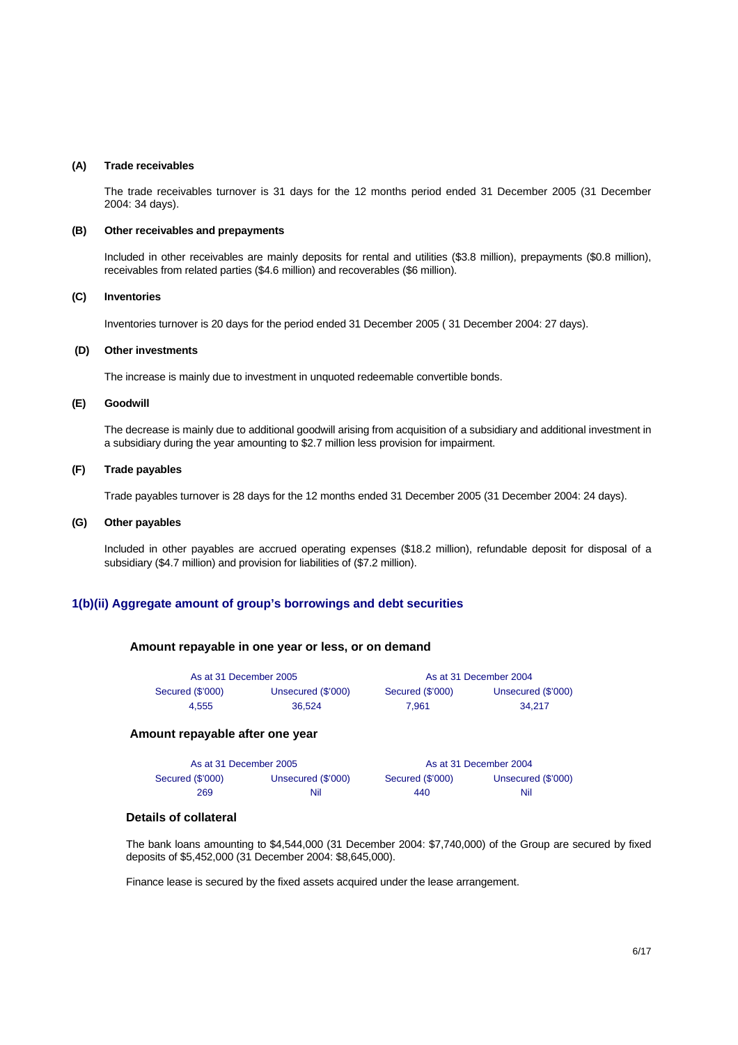**(A) Trade receivables**

The trade receivables turnover is 31 days for the 12 months period ended 31 December 2005 (31 December 2004: 34 days).

**(B) Other receivables and prepayments**

Included in other receivables are mainly deposits for rental and utilities ($3.8 million), prepayments ($0.8 million), receivables from related parties ($4.6 million) and recoverables ($6 million).

**(C) Inventories**

Inventories turnover is 20 days for the period ended 31 December 2005 ( 31 December 2004: 27 days).

**(D) Other investments**

The increase is mainly due to investment in unquoted redeemable convertible bonds.

**(E) Goodwill**

The decrease is mainly due to additional goodwill arising from acquisition of a subsidiary and additional investment in a subsidiary during the year amounting to $2.7 million less provision for impairment.

**(F) Trade payables**

Trade payables turnover is 28 days for the 12 months ended 31 December 2005 (31 December 2004: 24 days).

**(G) Other payables**

Included in other payables are accrued operating expenses ($18.2 million), refundable deposit for disposal of a subsidiary ($4.7 million) and provision for liabilities of ($7.2 million).

## 1(b)(ii) Aggregate amount of group's borrowings and debt securities

### Amount repayable in one year or less, or on demand

| As at 31 December 2005 | | As at 31 December 2004 | |
|---|---|---|---|
| Secured ($'000) | Unsecured ($'000) | Secured ($'000) | Unsecured ($'000) |
| 4,555 | 36,524 | 7,961 | 34,217 |

### Amount repayable after one year

| As at 31 December 2005 | | As at 31 December 2004 | |
|---|---|---|---|
| Secured ($'000) | Unsecured ($'000) | Secured ($'000) | Unsecured ($'000) |
| 269 | Nil | 440 | Nil |

### Details of collateral

The bank loans amounting to $4,544,000 (31 December 2004: $7,740,000) of the Group are secured by fixed deposits of $5,452,000 (31 December 2004: $8,645,000).

Finance lease is secured by the fixed assets acquired under the lease arrangement.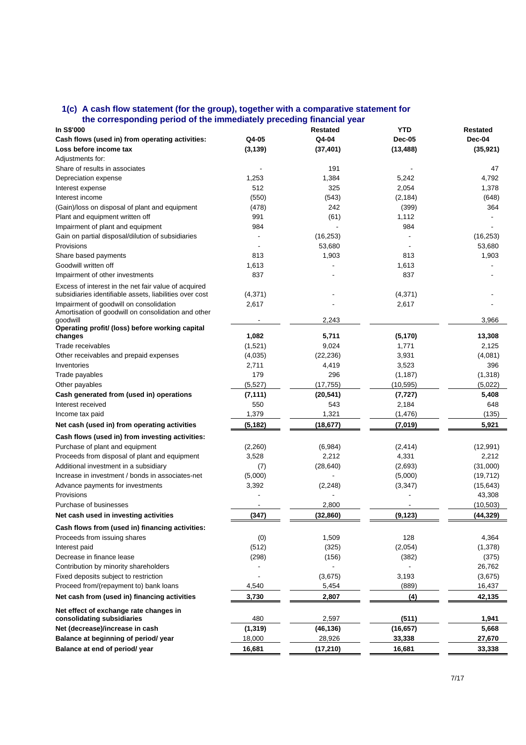### 1(c) A cash flow statement (for the group), together with a comparative statement for the corresponding period of the immediately preceding financial year

| In S$'000 | Q4-05 | Restated Q4-04 | YTD Dec-05 | Restated Dec-04 |
|---|---|---|---|---|
| **Cash flows (used in) from operating activities:** | | | | |
| **Loss before income tax** | **(3,139)** | **(37,401)** | **(13,488)** | **(35,921)** |
| Adjustments for: | | | | |
| Share of results in associates | - | 191 | - | 47 |
| Depreciation expense | 1,253 | 1,384 | 5,242 | 4,792 |
| Interest expense | 512 | 325 | 2,054 | 1,378 |
| Interest income | (550) | (543) | (2,184) | (648) |
| (Gain)/loss on disposal of plant and equipment | (478) | 242 | (399) | 364 |
| Plant and equipment written off | 991 | (61) | 1,112 | - |
| Impairment of plant and equipment | 984 | - | 984 | - |
| Gain on partial disposal/dilution of subsidiaries | - | (16,253) | - | (16,253) |
| Provisions | - | 53,680 | - | 53,680 |
| Share based payments | 813 | 1,903 | 813 | 1,903 |
| Goodwill written off | 1,613 | - | 1,613 | - |
| Impairment of other investments | 837 | - | 837 | - |
| Excess of interest in the net fair value of acquired subsidiaries identifiable assets, liabilities over cost | (4,371) | - | (4,371) | - |
| Impairment of goodwill on consolidation | 2,617 | - | 2,617 | - |
| Amortisation of goodwill on consolidation and other goodwill | - | 2,243 | | 3,966 |
| **Operating profit/ (loss) before working capital changes** | **1,082** | **5,711** | **(5,170)** | **13,308** |
| Trade receivables | (1,521) | 9,024 | 1,771 | 2,125 |
| Other receivables and prepaid expenses | (4,035) | (22,236) | 3,931 | (4,081) |
| Inventories | 2,711 | 4,419 | 3,523 | 396 |
| Trade payables | 179 | 296 | (1,187) | (1,318) |
| Other payables | (5,527) | (17,755) | (10,595) | (5,022) |
| **Cash generated from (used in) operations** | **(7,111)** | **(20,541)** | **(7,727)** | **5,408** |
| Interest received | 550 | 543 | 2,184 | 648 |
| Income tax paid | 1,379 | 1,321 | (1,476) | (135) |
| **Net cash (used in) from operating activities** | **(5,182)** | **(18,677)** | **(7,019)** | **5,921** |
| **Cash flows (used in) from investing activities:** | | | | |
| Purchase of plant and equipment | (2,260) | (6,984) | (2,414) | (12,991) |
| Proceeds from disposal of plant and equipment | 3,528 | 2,212 | 4,331 | 2,212 |
| Additional investment in a subsidiary | (7) | (28,640) | (2,693) | (31,000) |
| Increase in investment / bonds in associates-net | (5,000) | - | (5,000) | (19,712) |
| Advance payments for investments | 3,392 | (2,248) | (3,347) | (15,643) |
| Provisions | - | - | - | 43,308 |
| Purchase of businesses | - | 2,800 | - | (10,503) |
| **Net cash used in investing activities** | **(347)** | **(32,860)** | **(9,123)** | **(44,329)** |
| **Cash flows from (used in) financing activities:** | | | | |
| Proceeds from issuing shares | (0) | 1,509 | 128 | 4,364 |
| Interest paid | (512) | (325) | (2,054) | (1,378) |
| Decrease in finance lease | (298) | (156) | (382) | (375) |
| Contribution by minority shareholders | - | - | - | 26,762 |
| Fixed deposits subject to restriction | - | (3,675) | 3,193 | (3,675) |
| Proceed from/(repayment to) bank loans | 4,540 | 5,454 | (889) | 16,437 |
| **Net cash from (used in) financing activities** | **3,730** | **2,807** | **(4)** | **42,135** |
| **Net effect of exchange rate changes in consolidating subsidiaries** | 480 | 2,597 | **(511)** | **1,941** |
| **Net (decrease)/increase in cash** | **(1,319)** | **(46,136)** | **(16,657)** | **5,668** |
| **Balance at beginning of period/ year** | 18,000 | 28,926 | **33,338** | **27,670** |
| **Balance at end of period/ year** | **16,681** | **(17,210)** | **16,681** | **33,338** |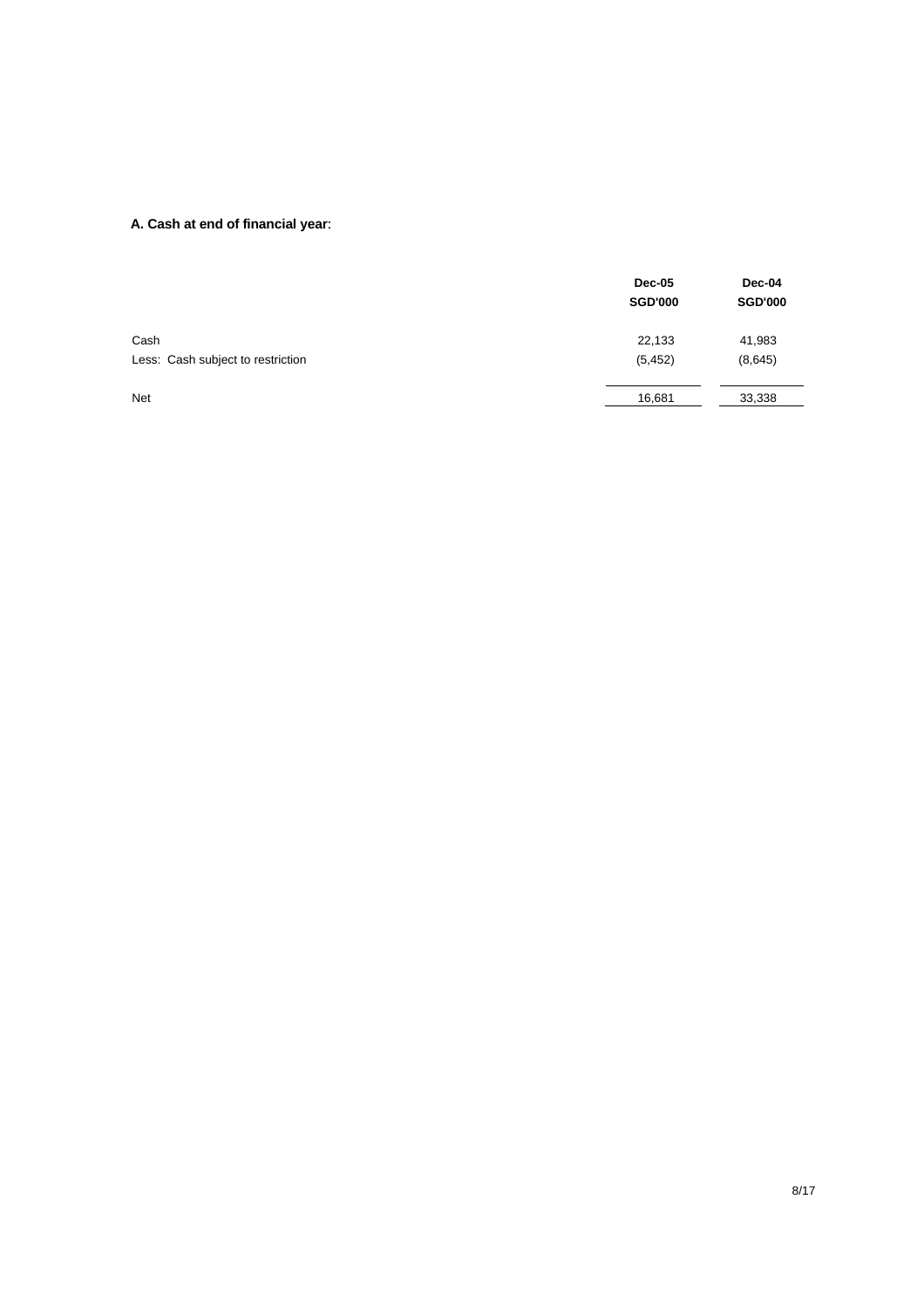**A. Cash at end of financial year:**

| | Dec-05 SGD'000 | Dec-04 SGD'000 |
|---|---|---|
| Cash | 22,133 | 41,983 |
| Less: Cash subject to restriction | (5,452) | (8,645) |
| Net | 16,681 | 33,338 |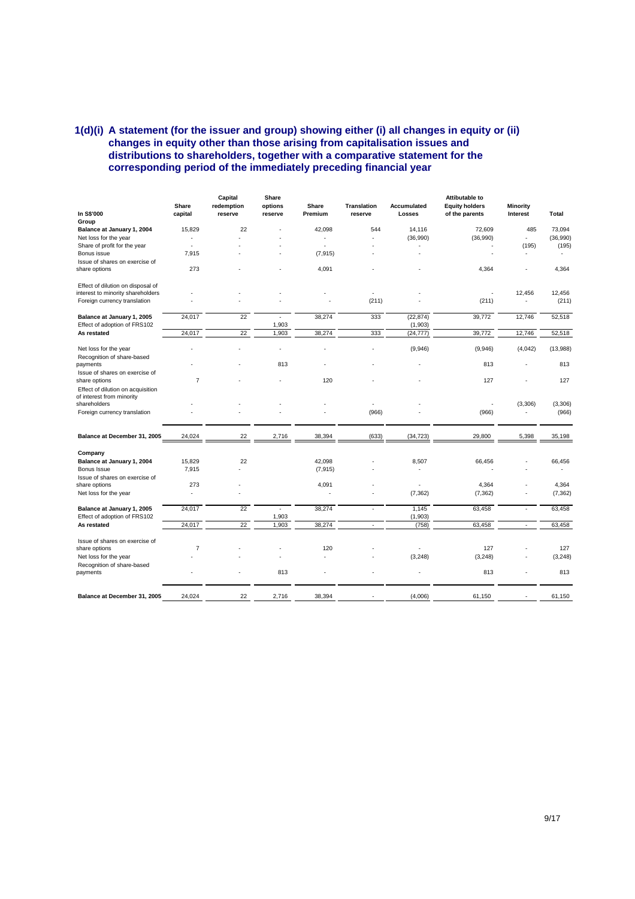## 1(d)(i) A statement (for the issuer and group) showing either (i) all changes in equity or (ii) changes in equity other than those arising from capitalisation issues and distributions to shareholders, together with a comparative statement for the corresponding period of the immediately preceding financial year

| In S$'000 | Share capital | Capital redemption reserve | Share options reserve | Share Premium | Translation reserve | Accumulated Losses | Attibutable to Equity holders of the parents | Minority Interest | Total |
|---|---|---|---|---|---|---|---|---|---|
| **Group** | | | | | | | | | |
| **Balance at January 1, 2004** | 15,829 | 22 | - | 42,098 | 544 | 14,116 | 72,609 | 485 | 73,094 |
| Net loss for the year | - | - | - | - | - | (36,990) | (36,990) | - | (36,990) |
| Share of profit for the year | - | - | - | - | - | - | - | (195) | (195) |
| Bonus issue | 7,915 | - | - | (7,915) | - | - | - | - | - |
| Issue of shares on exercise of share options | 273 | - | - | 4,091 | - | - | 4,364 | - | 4,364 |
| Effect of dilution on disposal of interest to minority shareholders | - | - | - | - | - | - | - | 12,456 | 12,456 |
| Foreign currency translation | - | - | - | - | (211) | - | (211) | - | (211) |
| **Balance at January 1, 2005** | 24,017 | 22 | - | 38,274 | 333 | (22,874) | 39,772 | 12,746 | 52,518 |
| Effect of adoption of FRS102 | | | 1,903 | | | (1,903) | | | |
| **As restated** | 24,017 | 22 | 1,903 | 38,274 | 333 | (24,777) | 39,772 | 12,746 | 52,518 |
| Net loss for the year | - | - | - | - | - | (9,946) | (9,946) | (4,042) | (13,988) |
| Recognition of share-based payments | - | - | 813 | - | - | - | 813 | - | 813 |
| Issue of shares on exercise of share options | 7 | - | - | 120 | - | - | 127 | - | 127 |
| Effect of dilution on acquisition of interest from minority shareholders | - | - | - | - | - | - | - | (3,306) | (3,306) |
| Foreign currency translation | - | - | - | - | (966) | - | (966) | - | (966) |
| **Balance at December 31, 2005** | 24,024 | 22 | 2,716 | 38,394 | (633) | (34,723) | 29,800 | 5,398 | 35,198 |
| **Company** | | | | | | | | | |
| **Balance at January 1, 2004** | 15,829 | 22 | | 42,098 | - | 8,507 | 66,456 | - | 66,456 |
| Bonus Issue | 7,915 | - | | (7,915) | - | - | - | - | - |
| Issue of shares on exercise of share options | 273 | - | | 4,091 | - | - | 4,364 | - | 4,364 |
| Net loss for the year | - | - | | - | - | (7,362) | (7,362) | - | (7,362) |
| **Balance at January 1, 2005** | 24,017 | 22 | - | 38,274 | - | 1,145 | 63,458 | - | 63,458 |
| Effect of adoption of FRS102 | | | 1,903 | | | (1,903) | | | |
| **As restated** | 24,017 | 22 | 1,903 | 38,274 | - | (758) | 63,458 | - | 63,458 |
| Issue of shares on exercise of share options | 7 | - | - | 120 | - | - | 127 | - | 127 |
| Net loss for the year | - | - | - | - | - | (3,248) | (3,248) | - | (3,248) |
| Recognition of share-based payments | - | - | 813 | - | - | - | 813 | - | 813 |
| **Balance at December 31, 2005** | 24,024 | 22 | 2,716 | 38,394 | - | (4,006) | 61,150 | - | 61,150 |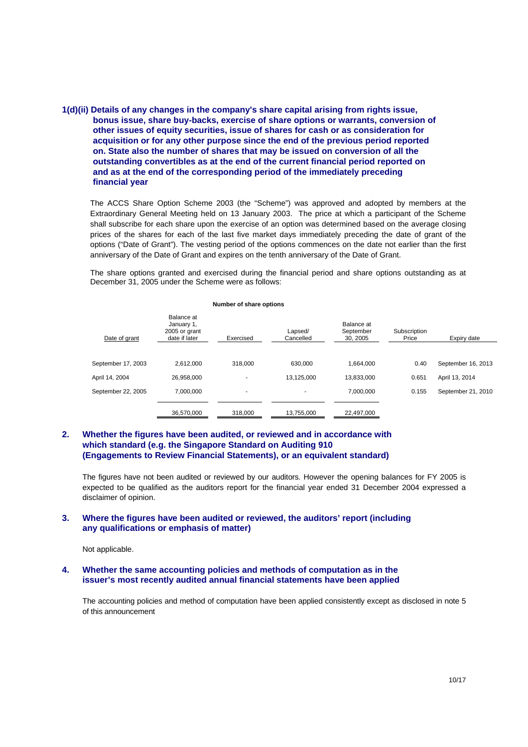**1(d)(ii) Details of any changes in the company's share capital arising from rights issue, bonus issue, share buy-backs, exercise of share options or warrants, conversion of other issues of equity securities, issue of shares for cash or as consideration for acquisition or for any other purpose since the end of the previous period reported on. State also the number of shares that may be issued on conversion of all the outstanding convertibles as at the end of the current financial period reported on and as at the end of the corresponding period of the immediately preceding financial year**

The ACCS Share Option Scheme 2003 (the "Scheme") was approved and adopted by members at the Extraordinary General Meeting held on 13 January 2003. The price at which a participant of the Scheme shall subscribe for each share upon the exercise of an option was determined based on the average closing prices of the shares for each of the last five market days immediately preceding the date of grant of the options ("Date of Grant"). The vesting period of the options commences on the date not earlier than the first anniversary of the Date of Grant and expires on the tenth anniversary of the Date of Grant.

The share options granted and exercised during the financial period and share options outstanding as at December 31, 2005 under the Scheme were as follows:

| | Number of share options | | | | | |
|---|---|---|---|---|---|---|
| Date of grant | Balance at January 1, 2005 or grant date if later | Exercised | Lapsed/ Cancelled | Balance at September 30, 2005 | Subscription Price | Expiry date |
| September 17, 2003 | 2,612,000 | 318,000 | 630,000 | 1,664,000 | 0.40 | September 16, 2013 |
| April 14, 2004 | 26,958,000 | - | 13,125,000 | 13,833,000 | 0.651 | April 13, 2014 |
| September 22, 2005 | 7,000,000 | - | - | 7,000,000 | 0.155 | September 21, 2010 |
| | 36,570,000 | 318,000 | 13,755,000 | 22,497,000 | | |

## 2. Whether the figures have been audited, or reviewed and in accordance with which standard (e.g. the Singapore Standard on Auditing 910 (Engagements to Review Financial Statements), or an equivalent standard)

The figures have not been audited or reviewed by our auditors. However the opening balances for FY 2005 is expected to be qualified as the auditors report for the financial year ended 31 December 2004 expressed a disclaimer of opinion.

## 3. Where the figures have been audited or reviewed, the auditors' report (including any qualifications or emphasis of matter)

Not applicable.

## 4. Whether the same accounting policies and methods of computation as in the issuer's most recently audited annual financial statements have been applied

The accounting policies and method of computation have been applied consistently except as disclosed in note 5 of this announcement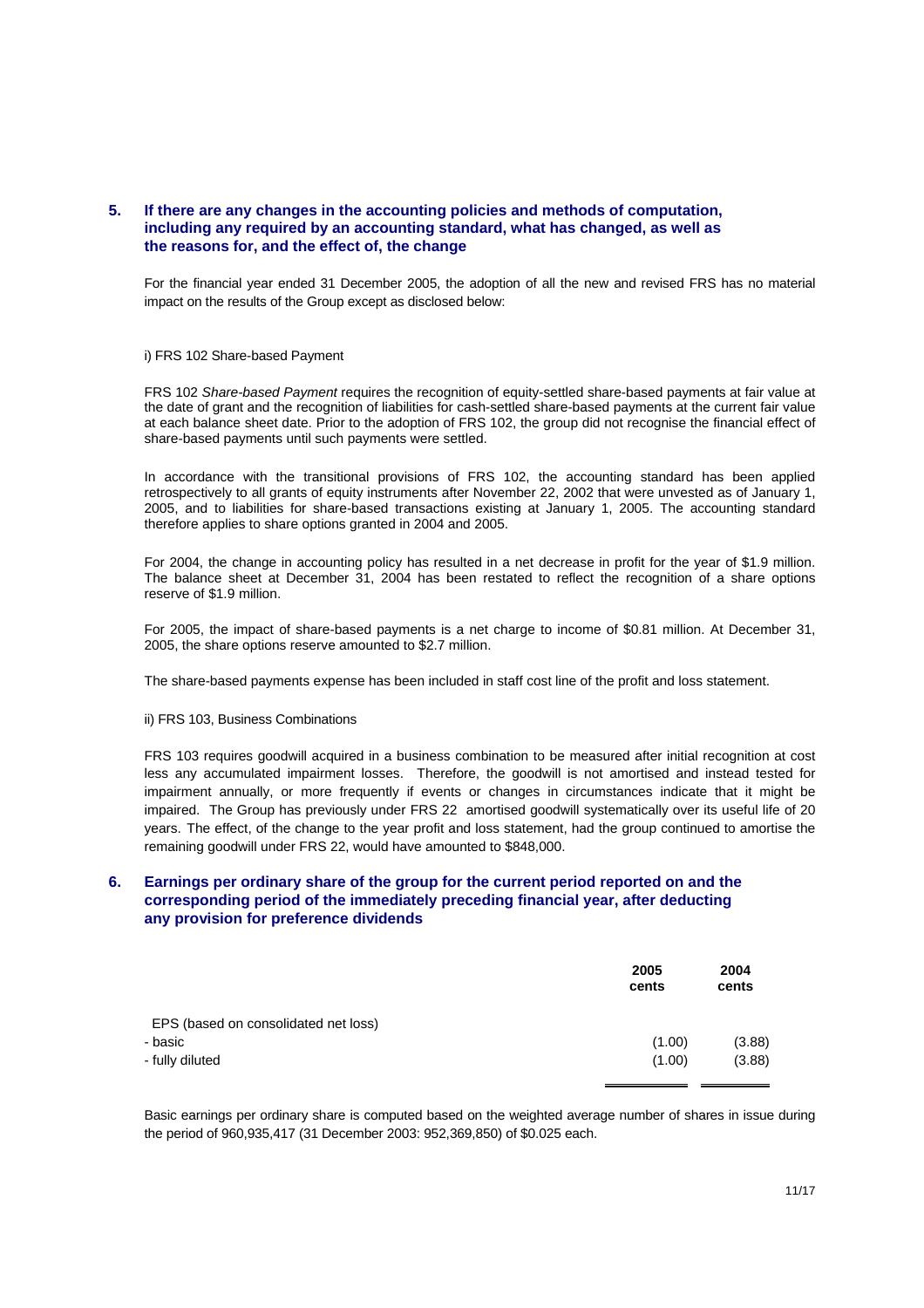## 5. If there are any changes in the accounting policies and methods of computation, including any required by an accounting standard, what has changed, as well as the reasons for, and the effect of, the change

For the financial year ended 31 December 2005, the adoption of all the new and revised FRS has no material impact on the results of the Group except as disclosed below:

i) FRS 102 Share-based Payment

FRS 102 *Share-based Payment* requires the recognition of equity-settled share-based payments at fair value at the date of grant and the recognition of liabilities for cash-settled share-based payments at the current fair value at each balance sheet date. Prior to the adoption of FRS 102, the group did not recognise the financial effect of share-based payments until such payments were settled.

In accordance with the transitional provisions of FRS 102, the accounting standard has been applied retrospectively to all grants of equity instruments after November 22, 2002 that were unvested as of January 1, 2005, and to liabilities for share-based transactions existing at January 1, 2005. The accounting standard therefore applies to share options granted in 2004 and 2005.

For 2004, the change in accounting policy has resulted in a net decrease in profit for the year of $1.9 million. The balance sheet at December 31, 2004 has been restated to reflect the recognition of a share options reserve of $1.9 million.

For 2005, the impact of share-based payments is a net charge to income of $0.81 million. At December 31, 2005, the share options reserve amounted to $2.7 million.

The share-based payments expense has been included in staff cost line of the profit and loss statement.

ii) FRS 103, Business Combinations

FRS 103 requires goodwill acquired in a business combination to be measured after initial recognition at cost less any accumulated impairment losses. Therefore, the goodwill is not amortised and instead tested for impairment annually, or more frequently if events or changes in circumstances indicate that it might be impaired. The Group has previously under FRS 22 amortised goodwill systematically over its useful life of 20 years. The effect, of the change to the year profit and loss statement, had the group continued to amortise the remaining goodwill under FRS 22, would have amounted to $848,000.

## 6. Earnings per ordinary share of the group for the current period reported on and the corresponding period of the immediately preceding financial year, after deducting any provision for preference dividends

| | 2005 cents | 2004 cents |
|---|---|---|
| EPS (based on consolidated net loss) | | |
| - basic | (1.00) | (3.88) |
| - fully diluted | (1.00) | (3.88) |

Basic earnings per ordinary share is computed based on the weighted average number of shares in issue during the period of 960,935,417 (31 December 2003: 952,369,850) of $0.025 each.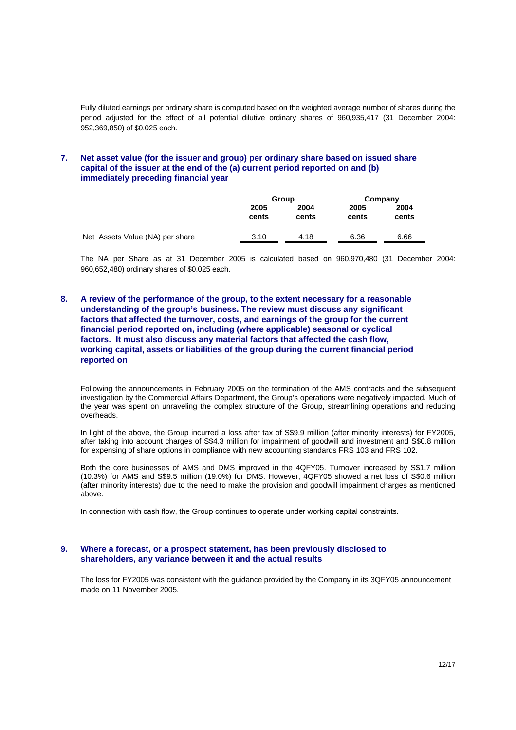Fully diluted earnings per ordinary share is computed based on the weighted average number of shares during the period adjusted for the effect of all potential dilutive ordinary shares of 960,935,417 (31 December 2004: 952,369,850) of $0.025 each.

## 7. Net asset value (for the issuer and group) per ordinary share based on issued share capital of the issuer at the end of the (a) current period reported on and (b) immediately preceding financial year

| | Group | | Company | |
|---|---|---|---|---|
| | 2005 cents | 2004 cents | 2005 cents | 2004 cents |
| Net Assets Value (NA) per share | 3.10 | 4.18 | 6.36 | 6.66 |

The NA per Share as at 31 December 2005 is calculated based on 960,970,480 (31 December 2004: 960,652,480) ordinary shares of $0.025 each.

## 8. A review of the performance of the group, to the extent necessary for a reasonable understanding of the group's business. The review must discuss any significant factors that affected the turnover, costs, and earnings of the group for the current financial period reported on, including (where applicable) seasonal or cyclical factors. It must also discuss any material factors that affected the cash flow, working capital, assets or liabilities of the group during the current financial period reported on

Following the announcements in February 2005 on the termination of the AMS contracts and the subsequent investigation by the Commercial Affairs Department, the Group's operations were negatively impacted. Much of the year was spent on unraveling the complex structure of the Group, streamlining operations and reducing overheads.

In light of the above, the Group incurred a loss after tax of S$9.9 million (after minority interests) for FY2005, after taking into account charges of S$4.3 million for impairment of goodwill and investment and S$0.8 million for expensing of share options in compliance with new accounting standards FRS 103 and FRS 102.

Both the core businesses of AMS and DMS improved in the 4QFY05. Turnover increased by S$1.7 million (10.3%) for AMS and S$9.5 million (19.0%) for DMS. However, 4QFY05 showed a net loss of S$0.6 million (after minority interests) due to the need to make the provision and goodwill impairment charges as mentioned above.

In connection with cash flow, the Group continues to operate under working capital constraints.

## 9. Where a forecast, or a prospect statement, has been previously disclosed to shareholders, any variance between it and the actual results

The loss for FY2005 was consistent with the guidance provided by the Company in its 3QFY05 announcement made on 11 November 2005.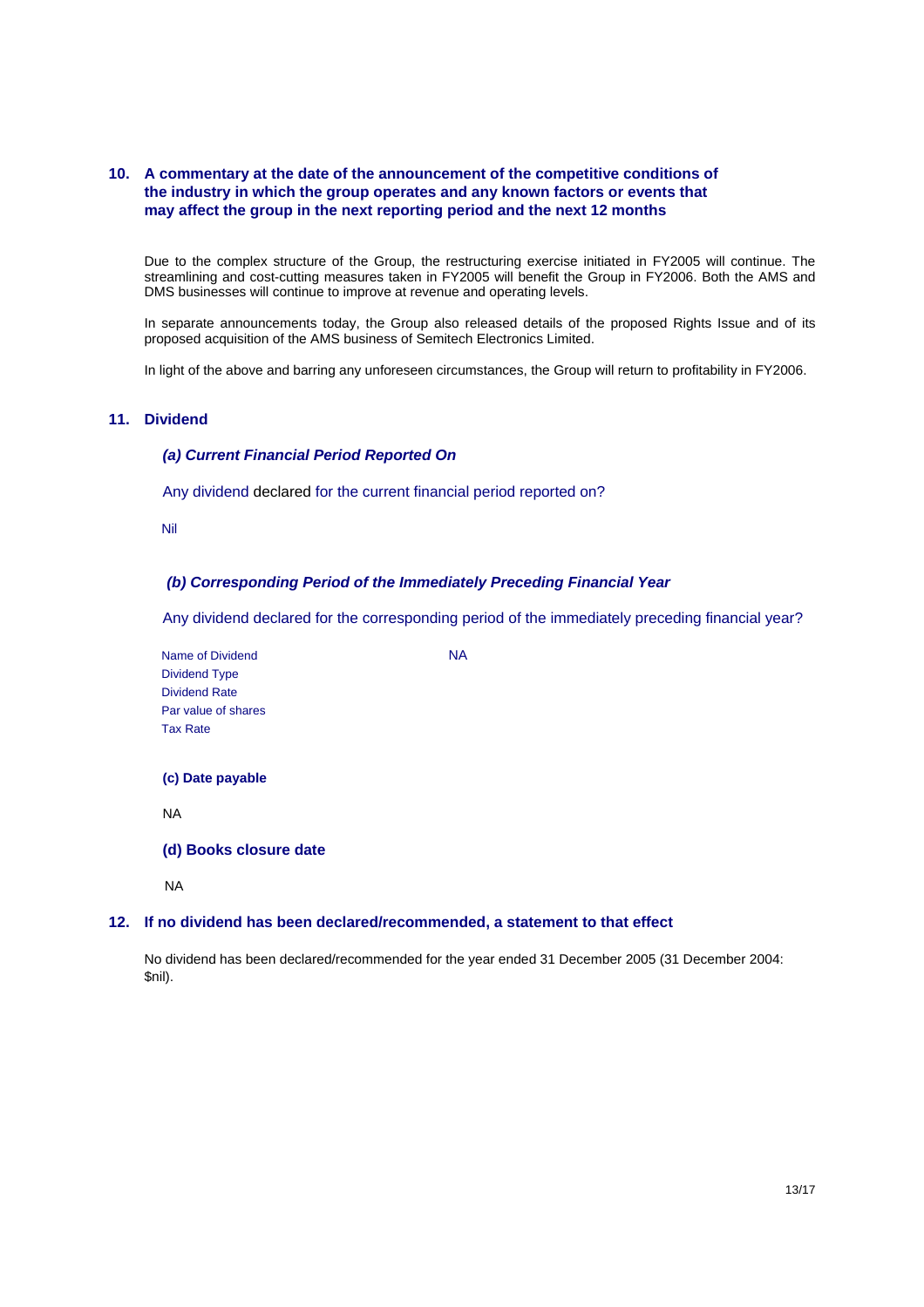## 10. A commentary at the date of the announcement of the competitive conditions of the industry in which the group operates and any known factors or events that may affect the group in the next reporting period and the next 12 months

Due to the complex structure of the Group, the restructuring exercise initiated in FY2005 will continue. The streamlining and cost-cutting measures taken in FY2005 will benefit the Group in FY2006. Both the AMS and DMS businesses will continue to improve at revenue and operating levels.

In separate announcements today, the Group also released details of the proposed Rights Issue and of its proposed acquisition of the AMS business of Semitech Electronics Limited.

In light of the above and barring any unforeseen circumstances, the Group will return to profitability in FY2006.

## 11. Dividend

### *(a) Current Financial Period Reported On*

Any dividend declared for the current financial period reported on?

Nil

### *(b) Corresponding Period of the Immediately Preceding Financial Year*

Any dividend declared for the corresponding period of the immediately preceding financial year?

| | |
|---|---|
| Name of Dividend | NA |
| Dividend Type | |
| Dividend Rate | |
| Par value of shares | |
| Tax Rate | |

### (c) Date payable

NA

### (d) Books closure date

NA

## 12. If no dividend has been declared/recommended, a statement to that effect

No dividend has been declared/recommended for the year ended 31 December 2005 (31 December 2004: $nil).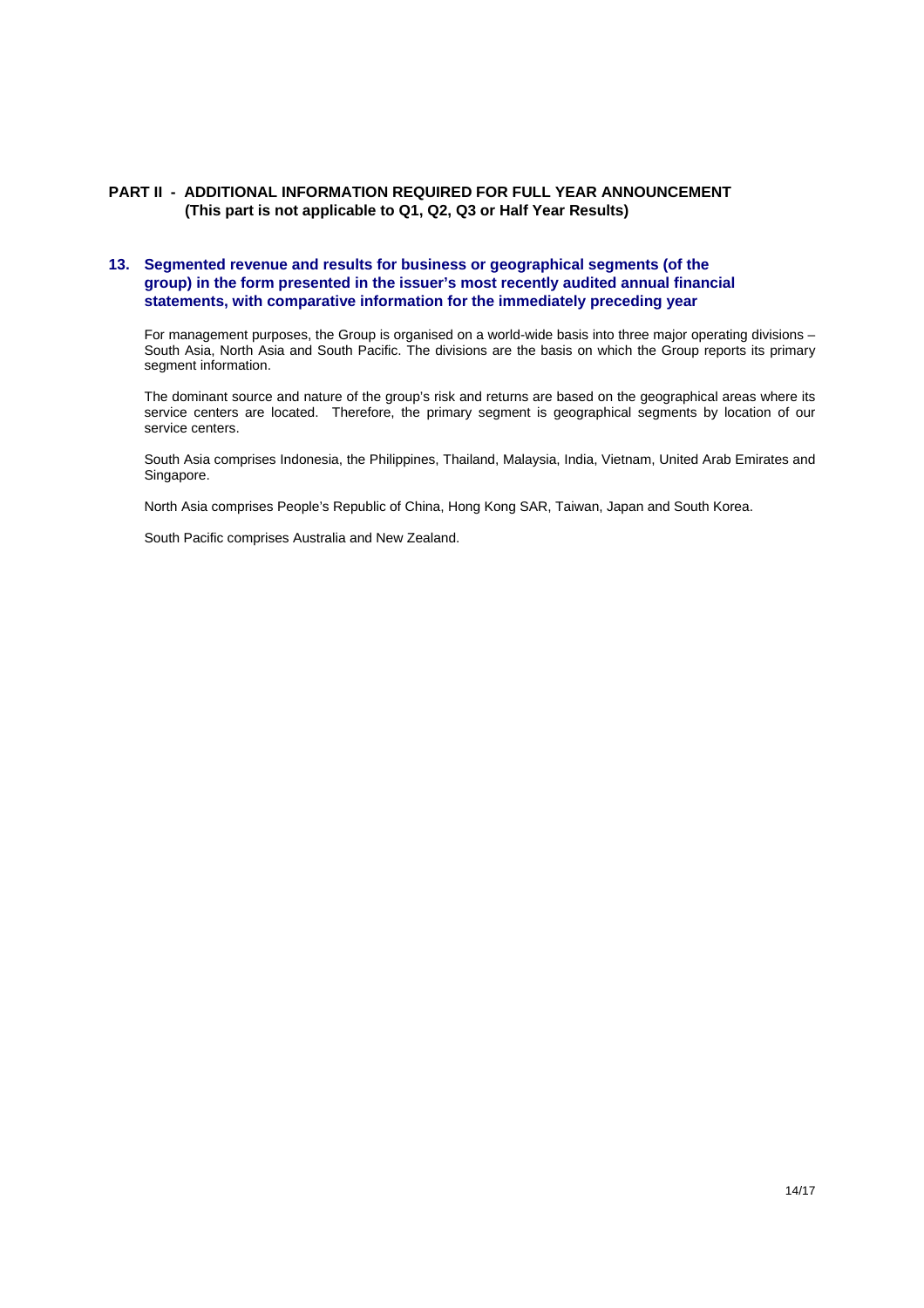## PART II - ADDITIONAL INFORMATION REQUIRED FOR FULL YEAR ANNOUNCEMENT
**(This part is not applicable to Q1, Q2, Q3 or Half Year Results)**

### 13. Segmented revenue and results for business or geographical segments (of the group) in the form presented in the issuer's most recently audited annual financial statements, with comparative information for the immediately preceding year

For management purposes, the Group is organised on a world-wide basis into three major operating divisions – South Asia, North Asia and South Pacific. The divisions are the basis on which the Group reports its primary segment information.

The dominant source and nature of the group's risk and returns are based on the geographical areas where its service centers are located. Therefore, the primary segment is geographical segments by location of our service centers.

South Asia comprises Indonesia, the Philippines, Thailand, Malaysia, India, Vietnam, United Arab Emirates and Singapore.

North Asia comprises People's Republic of China, Hong Kong SAR, Taiwan, Japan and South Korea.

South Pacific comprises Australia and New Zealand.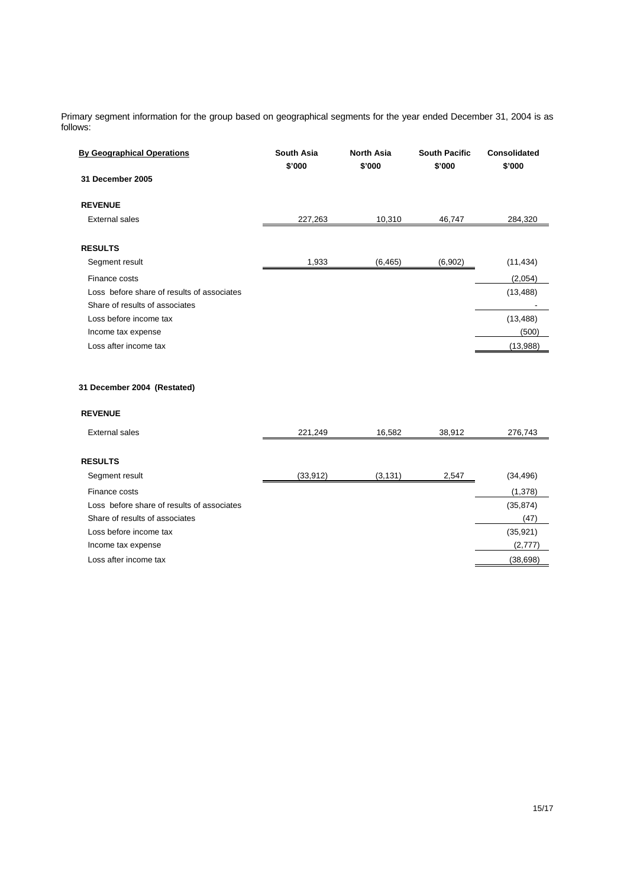Primary segment information for the group based on geographical segments for the year ended December 31, 2004 is as follows:

| **By Geographical Operations** | **South Asia** | **North Asia** | **South Pacific** | **Consolidated** |
|---|---|---|---|---|
| | **$'000** | **$'000** | **$'000** | **$'000** |
| **31 December 2005** | | | | |
| **REVENUE** | | | | |
| External sales | 227,263 | 10,310 | 46,747 | 284,320 |
| **RESULTS** | | | | |
| Segment result | 1,933 | (6,465) | (6,902) | (11,434) |
| Finance costs | | | | (2,054) |
| Loss before share of results of associates | | | | (13,488) |
| Share of results of associates | | | | - |
| Loss before income tax | | | | (13,488) |
| Income tax expense | | | | (500) |
| Loss after income tax | | | | (13,988) |
| **31 December 2004 (Restated)** | | | | |
| **REVENUE** | | | | |
| External sales | 221,249 | 16,582 | 38,912 | 276,743 |
| **RESULTS** | | | | |
| Segment result | (33,912) | (3,131) | 2,547 | (34,496) |
| Finance costs | | | | (1,378) |
| Loss before share of results of associates | | | | (35,874) |
| Share of results of associates | | | | (47) |
| Loss before income tax | | | | (35,921) |
| Income tax expense | | | | (2,777) |
| Loss after income tax | | | | (38,698) |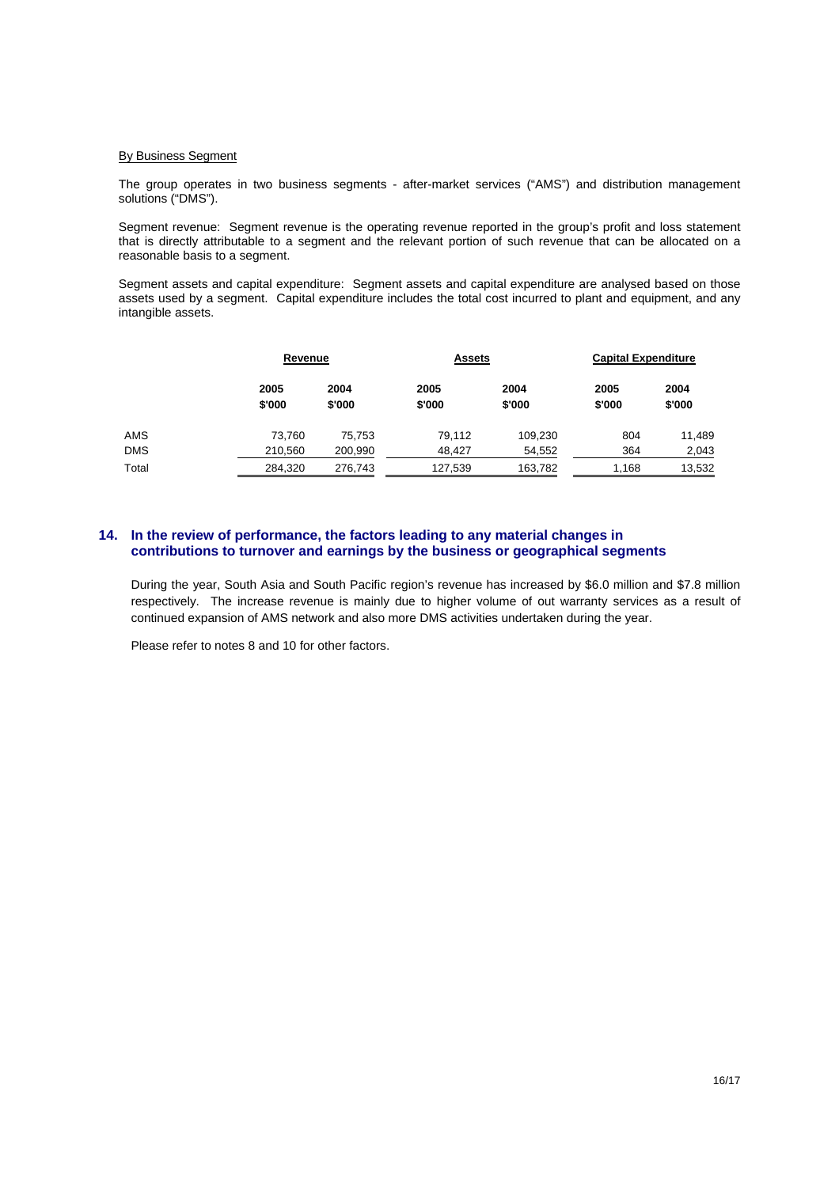By Business Segment

The group operates in two business segments - after-market services ("AMS") and distribution management solutions ("DMS").

Segment revenue: Segment revenue is the operating revenue reported in the group's profit and loss statement that is directly attributable to a segment and the relevant portion of such revenue that can be allocated on a reasonable basis to a segment.

Segment assets and capital expenditure: Segment assets and capital expenditure are analysed based on those assets used by a segment. Capital expenditure includes the total cost incurred to plant and equipment, and any intangible assets.

| | Revenue | | Assets | | Capital Expenditure | |
|---|---|---|---|---|---|---|
| | 2005<br>$'000 | 2004<br>$'000 | 2005<br>$'000 | 2004<br>$'000 | 2005<br>$'000 | 2004<br>$'000 |
| AMS | 73,760 | 75,753 | 79,112 | 109,230 | 804 | 11,489 |
| DMS | 210,560 | 200,990 | 48,427 | 54,552 | 364 | 2,043 |
| Total | 284,320 | 276,743 | 127,539 | 163,782 | 1,168 | 13,532 |

## 14. In the review of performance, the factors leading to any material changes in contributions to turnover and earnings by the business or geographical segments

During the year, South Asia and South Pacific region's revenue has increased by $6.0 million and $7.8 million respectively. The increase revenue is mainly due to higher volume of out warranty services as a result of continued expansion of AMS network and also more DMS activities undertaken during the year.

Please refer to notes 8 and 10 for other factors.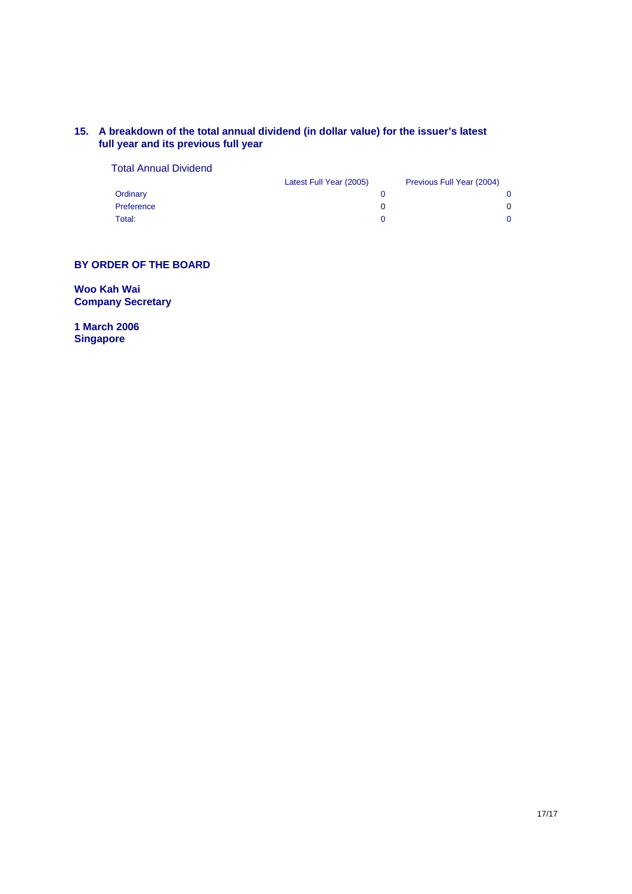**15. A breakdown of the total annual dividend (in dollar value) for the issuer's latest full year and its previous full year**

Total Annual Dividend

| | Latest Full Year (2005) | Previous Full Year (2004) |
|---|---|---|
| Ordinary | 0 | 0 |
| Preference | 0 | 0 |
| Total: | 0 | 0 |

**BY ORDER OF THE BOARD**

**Woo Kah Wai**
**Company Secretary**

**1 March 2006**
**Singapore**